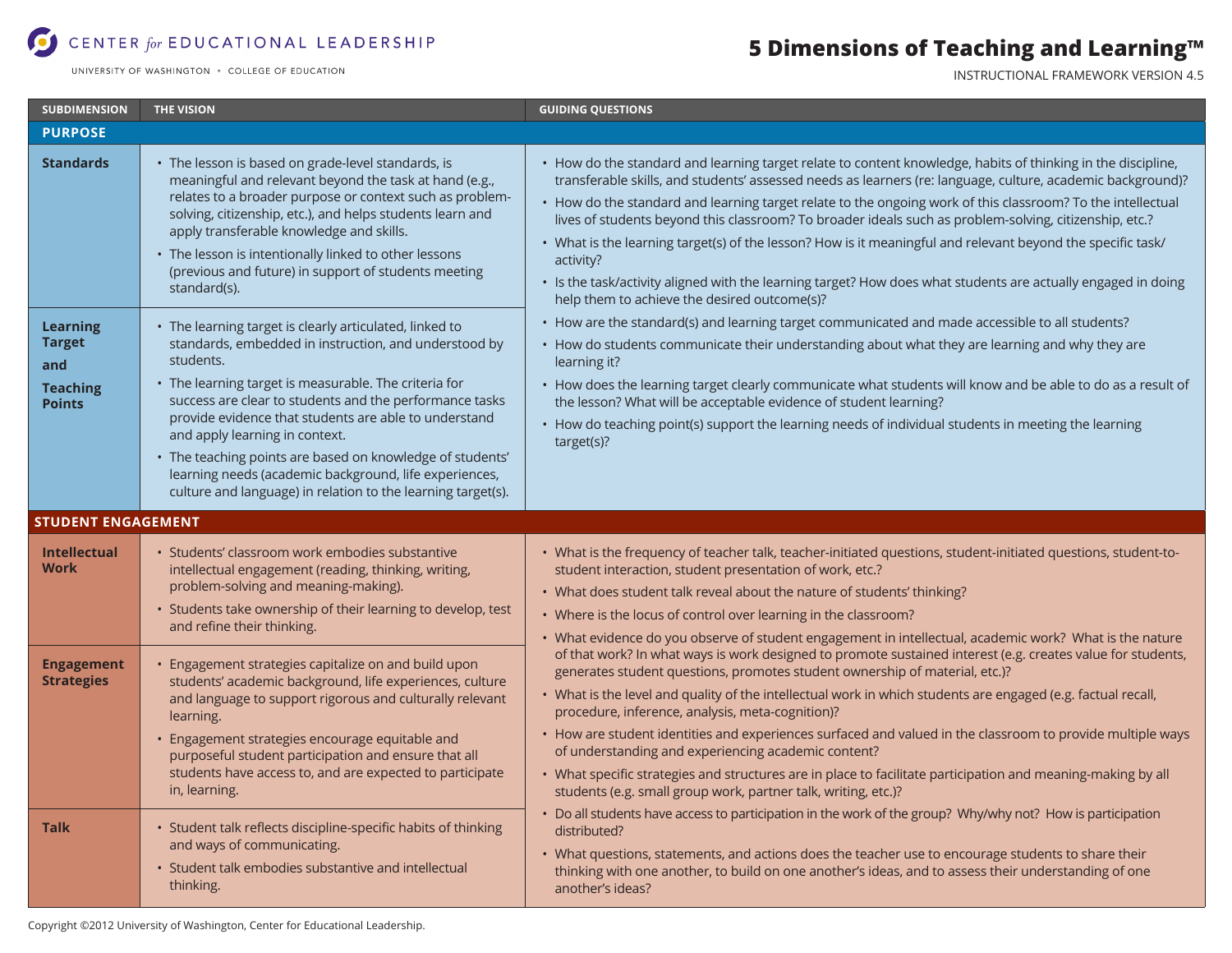CENTER *for* EDUCATIONAL LEADERSHIP

UNIVERSITY OF WASHINGTON • COLLEGE OF EDUCATION

# 5 Dimensions of Teaching and Learning™

INSTRUCTIONAL FRAMEWORK VERSION 4.5

| SUBDIMENSION | THE VISION | GUIDING QUESTIONS |
|---|---|---|
| **PURPOSE** | | |
| **Standards** | • The lesson is based on grade-level standards, is meaningful and relevant beyond the task at hand (e.g., relates to a broader purpose or context such as problem-solving, citizenship, etc.), and helps students learn and apply transferable knowledge and skills.<br>• The lesson is intentionally linked to other lessons (previous and future) in support of students meeting standard(s). | • How do the standard and learning target relate to content knowledge, habits of thinking in the discipline, transferable skills, and students' assessed needs as learners (re: language, culture, academic background)?<br>• How do the standard and learning target relate to the ongoing work of this classroom? To the intellectual lives of students beyond this classroom? To broader ideals such as problem-solving, citizenship, etc.?<br>• What is the learning target(s) of the lesson? How is it meaningful and relevant beyond the specific task/activity?<br>• Is the task/activity aligned with the learning target? How does what students are actually engaged in doing help them to achieve the desired outcome(s)?<br>• How are the standard(s) and learning target communicated and made accessible to all students?<br>• How do students communicate their understanding about what they are learning and why they are learning it?<br>• How does the learning target clearly communicate what students will know and be able to do as a result of the lesson? What will be acceptable evidence of student learning?<br>• How do teaching point(s) support the learning needs of individual students in meeting the learning target(s)? |
| **Learning Target and Teaching Points** | • The learning target is clearly articulated, linked to standards, embedded in instruction, and understood by students.<br>• The learning target is measurable. The criteria for success are clear to students and the performance tasks provide evidence that students are able to understand and apply learning in context.<br>• The teaching points are based on knowledge of students' learning needs (academic background, life experiences, culture and language) in relation to the learning target(s). | |
| **STUDENT ENGAGEMENT** | | |
| **Intellectual Work** | • Students' classroom work embodies substantive intellectual engagement (reading, thinking, writing, problem-solving and meaning-making).<br>• Students take ownership of their learning to develop, test and refine their thinking. | • What is the frequency of teacher talk, teacher-initiated questions, student-initiated questions, student-to-student interaction, student presentation of work, etc.?<br>• What does student talk reveal about the nature of students' thinking?<br>• Where is the locus of control over learning in the classroom?<br>• What evidence do you observe of student engagement in intellectual, academic work? What is the nature of that work? In what ways is work designed to promote sustained interest (e.g. creates value for students, generates student questions, promotes student ownership of material, etc.)?<br>• What is the level and quality of the intellectual work in which students are engaged (e.g. factual recall, procedure, inference, analysis, meta-cognition)?<br>• How are student identities and experiences surfaced and valued in the classroom to provide multiple ways of understanding and experiencing academic content?<br>• What specific strategies and structures are in place to facilitate participation and meaning-making by all students (e.g. small group work, partner talk, writing, etc.)?<br>• Do all students have access to participation in the work of the group? Why/why not? How is participation distributed?<br>• What questions, statements, and actions does the teacher use to encourage students to share their thinking with one another, to build on one another's ideas, and to assess their understanding of one another's ideas? |
| **Engagement Strategies** | • Engagement strategies capitalize on and build upon students' academic background, life experiences, culture and language to support rigorous and culturally relevant learning.<br>• Engagement strategies encourage equitable and purposeful student participation and ensure that all students have access to, and are expected to participate in, learning. | |
| **Talk** | • Student talk reflects discipline-specific habits of thinking and ways of communicating.<br>• Student talk embodies substantive and intellectual thinking. | |

Copyright ©2012 University of Washington, Center for Educational Leadership.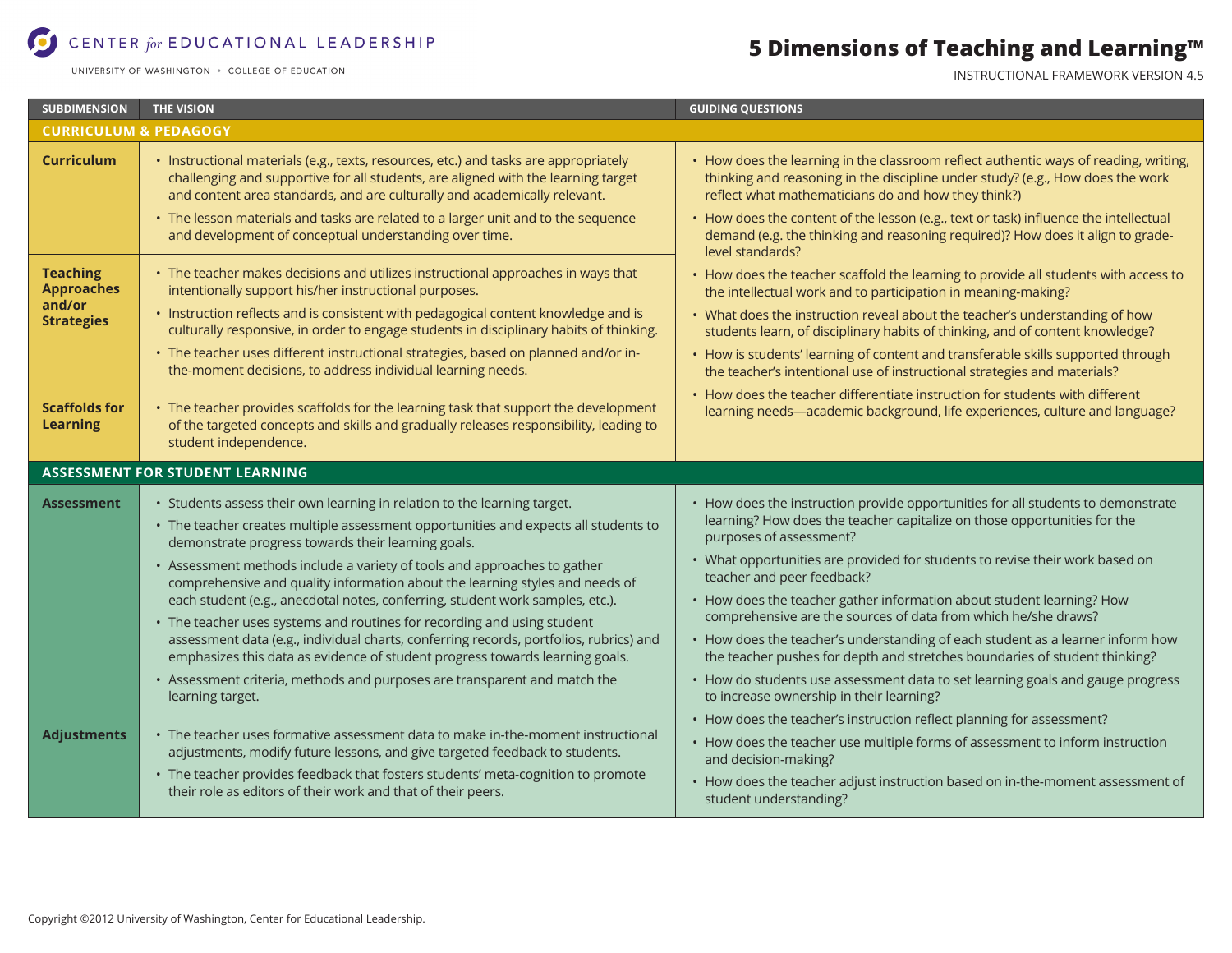# 5 Dimensions of Teaching and Learning™

INSTRUCTIONAL FRAMEWORK VERSION 4.5

CENTER for EDUCATIONAL LEADERSHIP

UNIVERSITY OF WASHINGTON • COLLEGE OF EDUCATION

| SUBDIMENSION | THE VISION | GUIDING QUESTIONS |
|---|---|---|
| **CURRICULUM & PEDAGOGY** | | |
| **Curriculum** | • Instructional materials (e.g., texts, resources, etc.) and tasks are appropriately challenging and supportive for all students, are aligned with the learning target and content area standards, and are culturally and academically relevant.<br>• The lesson materials and tasks are related to a larger unit and to the sequence and development of conceptual understanding over time. | • How does the learning in the classroom reflect authentic ways of reading, writing, thinking and reasoning in the discipline under study? (e.g., How does the work reflect what mathematicians do and how they think?)<br>• How does the content of the lesson (e.g., text or task) influence the intellectual demand (e.g. the thinking and reasoning required)? How does it align to grade-level standards?<br>• How does the teacher scaffold the learning to provide all students with access to the intellectual work and to participation in meaning-making?<br>• What does the instruction reveal about the teacher's understanding of how students learn, of disciplinary habits of thinking, and of content knowledge?<br>• How is students' learning of content and transferable skills supported through the teacher's intentional use of instructional strategies and materials?<br>• How does the teacher differentiate instruction for students with different learning needs—academic background, life experiences, culture and language? |
| **Teaching Approaches and/or Strategies** | • The teacher makes decisions and utilizes instructional approaches in ways that intentionally support his/her instructional purposes.<br>• Instruction reflects and is consistent with pedagogical content knowledge and is culturally responsive, in order to engage students in disciplinary habits of thinking.<br>• The teacher uses different instructional strategies, based on planned and/or in-the-moment decisions, to address individual learning needs. | |
| **Scaffolds for Learning** | • The teacher provides scaffolds for the learning task that support the development of the targeted concepts and skills and gradually releases responsibility, leading to student independence. | |
| **ASSESSMENT FOR STUDENT LEARNING** | | |
| **Assessment** | • Students assess their own learning in relation to the learning target.<br>• The teacher creates multiple assessment opportunities and expects all students to demonstrate progress towards their learning goals.<br>• Assessment methods include a variety of tools and approaches to gather comprehensive and quality information about the learning styles and needs of each student (e.g., anecdotal notes, conferring, student work samples, etc.).<br>• The teacher uses systems and routines for recording and using student assessment data (e.g., individual charts, conferring records, portfolios, rubrics) and emphasizes this data as evidence of student progress towards learning goals.<br>• Assessment criteria, methods and purposes are transparent and match the learning target. | • How does the instruction provide opportunities for all students to demonstrate learning? How does the teacher capitalize on those opportunities for the purposes of assessment?<br>• What opportunities are provided for students to revise their work based on teacher and peer feedback?<br>• How does the teacher gather information about student learning? How comprehensive are the sources of data from which he/she draws?<br>• How does the teacher's understanding of each student as a learner inform how the teacher pushes for depth and stretches boundaries of student thinking?<br>• How do students use assessment data to set learning goals and gauge progress to increase ownership in their learning?<br>• How does the teacher's instruction reflect planning for assessment?<br>• How does the teacher use multiple forms of assessment to inform instruction and decision-making?<br>• How does the teacher adjust instruction based on in-the-moment assessment of student understanding? |
| **Adjustments** | • The teacher uses formative assessment data to make in-the-moment instructional adjustments, modify future lessons, and give targeted feedback to students.<br>• The teacher provides feedback that fosters students' meta-cognition to promote their role as editors of their work and that of their peers. | |

Copyright ©2012 University of Washington, Center for Educational Leadership.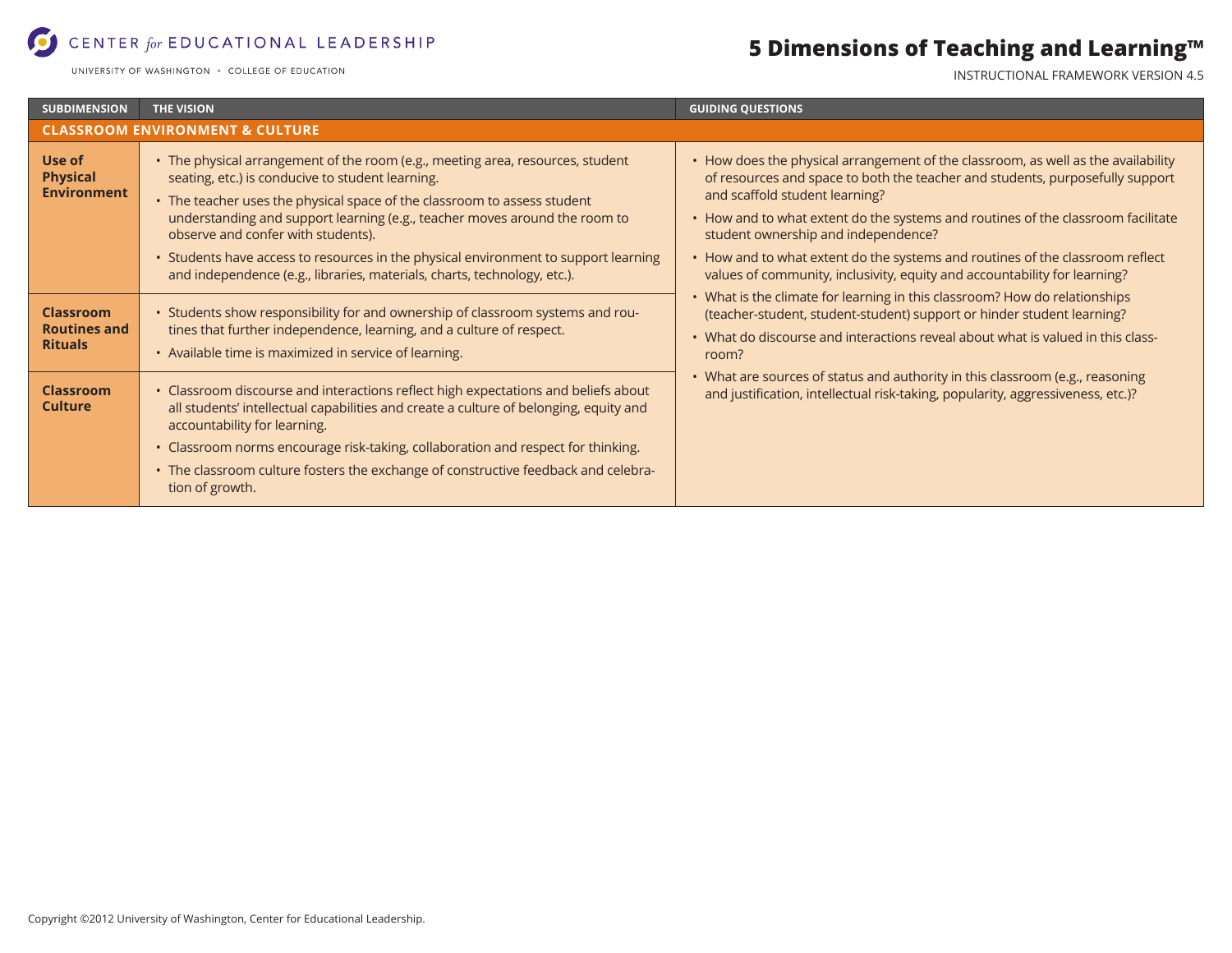# 5 Dimensions of Teaching and Learning™

INSTRUCTIONAL FRAMEWORK VERSION 4.5

| SUBDIMENSION | THE VISION | GUIDING QUESTIONS |
|---|---|---|
| **CLASSROOM ENVIRONMENT & CULTURE** | | |
| **Use of Physical Environment** | • The physical arrangement of the room (e.g., meeting area, resources, student seating, etc.) is conducive to student learning.<br>• The teacher uses the physical space of the classroom to assess student understanding and support learning (e.g., teacher moves around the room to observe and confer with students).<br>• Students have access to resources in the physical environment to support learning and independence (e.g., libraries, materials, charts, technology, etc.). | • How does the physical arrangement of the classroom, as well as the availability of resources and space to both the teacher and students, purposefully support and scaffold student learning?<br>• How and to what extent do the systems and routines of the classroom facilitate student ownership and independence?<br>• How and to what extent do the systems and routines of the classroom reflect values of community, inclusivity, equity and accountability for learning?<br>• What is the climate for learning in this classroom? How do relationships (teacher-student, student-student) support or hinder student learning?<br>• What do discourse and interactions reveal about what is valued in this classroom?<br>• What are sources of status and authority in this classroom (e.g., reasoning and justification, intellectual risk-taking, popularity, aggressiveness, etc.)? |
| **Classroom Routines and Rituals** | • Students show responsibility for and ownership of classroom systems and routines that further independence, learning, and a culture of respect.<br>• Available time is maximized in service of learning. | |
| **Classroom Culture** | • Classroom discourse and interactions reflect high expectations and beliefs about all students' intellectual capabilities and create a culture of belonging, equity and accountability for learning.<br>• Classroom norms encourage risk-taking, collaboration and respect for thinking.<br>• The classroom culture fosters the exchange of constructive feedback and celebration of growth. | |

Copyright ©2012 University of Washington, Center for Educational Leadership.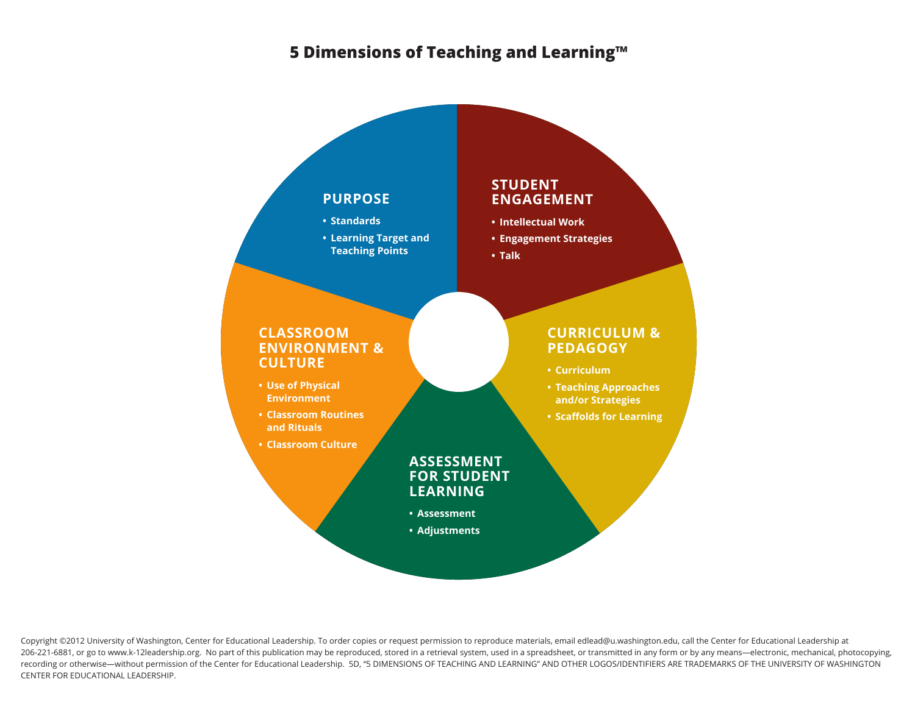# 5 Dimensions of Teaching and Learning™

PURPOSE

- Standards
- Learning Target and Teaching Points

STUDENT ENGAGEMENT

- Intellectual Work
- Engagement Strategies
- Talk

CURRICULUM & PEDAGOGY

- Curriculum
- Teaching Approaches and/or Strategies
- Scaffolds for Learning

ASSESSMENT FOR STUDENT LEARNING

- Assessment
- Adjustments

CLASSROOM ENVIRONMENT & CULTURE

- Use of Physical Environment
- Classroom Routines and Rituals
- Classroom Culture

Copyright ©2012 University of Washington, Center for Educational Leadership. To order copies or request permission to reproduce materials, email edlead@u.washington.edu, call the Center for Educational Leadership at 206-221-6881, or go to www.k-12leadership.org. No part of this publication may be reproduced, stored in a retrieval system, used in a spreadsheet, or transmitted in any form or by any means—electronic, mechanical, photocopying, recording or otherwise—without permission of the Center for Educational Leadership. 5D, "5 DIMENSIONS OF TEACHING AND LEARNING" AND OTHER LOGOS/IDENTIFIERS ARE TRADEMARKS OF THE UNIVERSITY OF WASHINGTON CENTER FOR EDUCATIONAL LEADERSHIP.